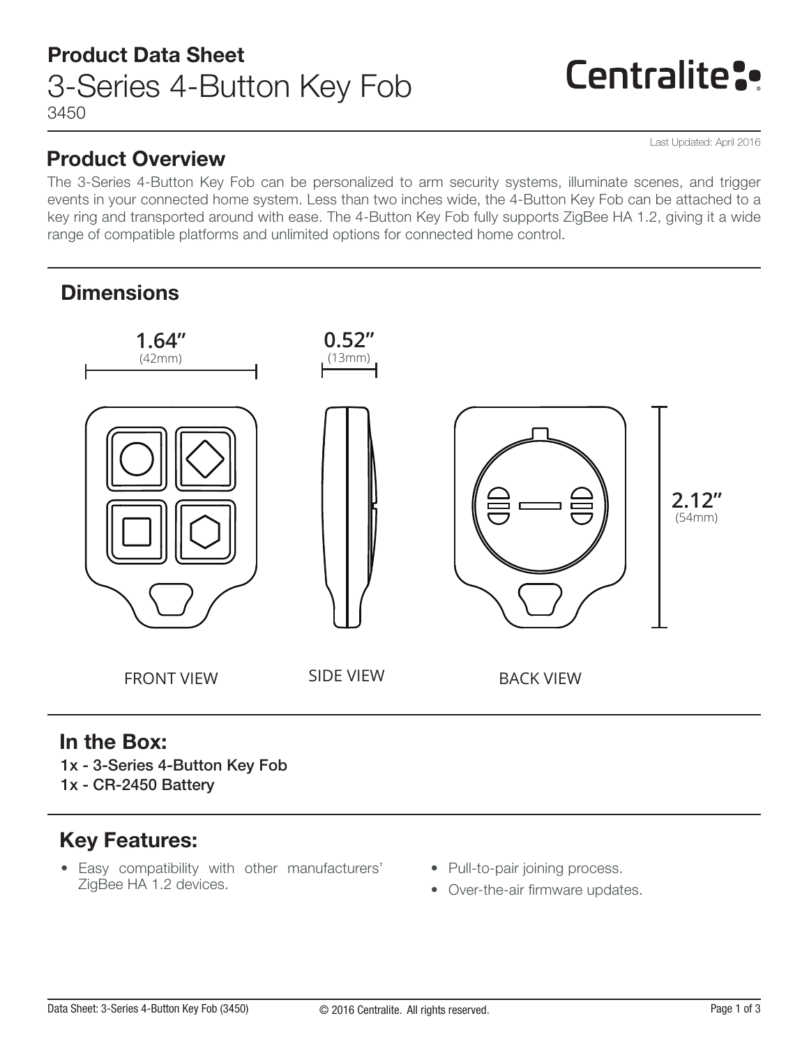# Product Data Sheet

## 3-Series 4-Button Key Fob

3450

Centralite

Last Updated: April 2016

## Product Overview

The 3-Series 4-Button Key Fob can be personalized to arm security systems, illuminate scenes, and trigger events in your connected home system. Less than two inches wide, the 4-Button Key Fob can be attached to a key ring and transported around with ease. The 4-Button Key Fob fully supports ZigBee HA 1.2, giving it a wide range of compatible platforms and unlimited options for connected home control.

## Dimensions

1.64" (42mm)

0.52" (13mm)

2.12" (54mm)

FRONT VIEW

SIDE VIEW

BACK VIEW

## In the Box:

1x - 3-Series 4-Button Key Fob
1x - CR-2450 Battery

## Key Features:

- Easy compatibility with other manufacturers' ZigBee HA 1.2 devices.
- Pull-to-pair joining process.
- Over-the-air firmware updates.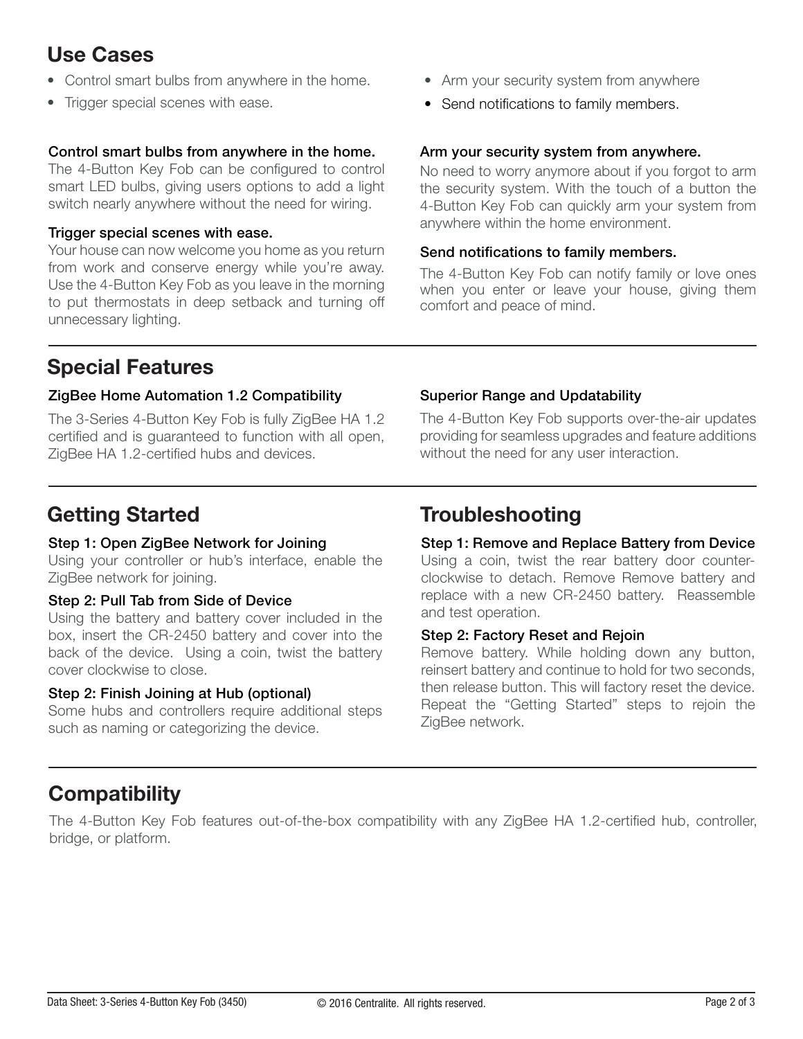## Use Cases

- Control smart bulbs from anywhere in the home.
- Trigger special scenes with ease.
- Arm your security system from anywhere
- Send notifications to family members.

### Control smart bulbs from anywhere in the home.

The 4-Button Key Fob can be configured to control smart LED bulbs, giving users options to add a light switch nearly anywhere without the need for wiring.

### Trigger special scenes with ease.

Your house can now welcome you home as you return from work and conserve energy while you're away. Use the 4-Button Key Fob as you leave in the morning to put thermostats in deep setback and turning off unnecessary lighting.

### Arm your security system from anywhere.

No need to worry anymore about if you forgot to arm the security system. With the touch of a button the 4-Button Key Fob can quickly arm your system from anywhere within the home environment.

### Send notifications to family members.

The 4-Button Key Fob can notify family or love ones when you enter or leave your house, giving them comfort and peace of mind.

## Special Features

### ZigBee Home Automation 1.2 Compatibility

The 3-Series 4-Button Key Fob is fully ZigBee HA 1.2 certified and is guaranteed to function with all open, ZigBee HA 1.2-certified hubs and devices.

### Superior Range and Updatability

The 4-Button Key Fob supports over-the-air updates providing for seamless upgrades and feature additions without the need for any user interaction.

## Getting Started

### Step 1: Open ZigBee Network for Joining

Using your controller or hub's interface, enable the ZigBee network for joining.

### Step 2: Pull Tab from Side of Device

Using the battery and battery cover included in the box, insert the CR-2450 battery and cover into the back of the device. Using a coin, twist the battery cover clockwise to close.

### Step 2: Finish Joining at Hub (optional)

Some hubs and controllers require additional steps such as naming or categorizing the device.

## Troubleshooting

### Step 1: Remove and Replace Battery from Device

Using a coin, twist the rear battery door counter-clockwise to detach. Remove Remove battery and replace with a new CR-2450 battery. Reassemble and test operation.

### Step 2: Factory Reset and Rejoin

Remove battery. While holding down any button, reinsert battery and continue to hold for two seconds, then release button. This will factory reset the device. Repeat the "Getting Started" steps to rejoin the ZigBee network.

## Compatibility

The 4-Button Key Fob features out-of-the-box compatibility with any ZigBee HA 1.2-certified hub, controller, bridge, or platform.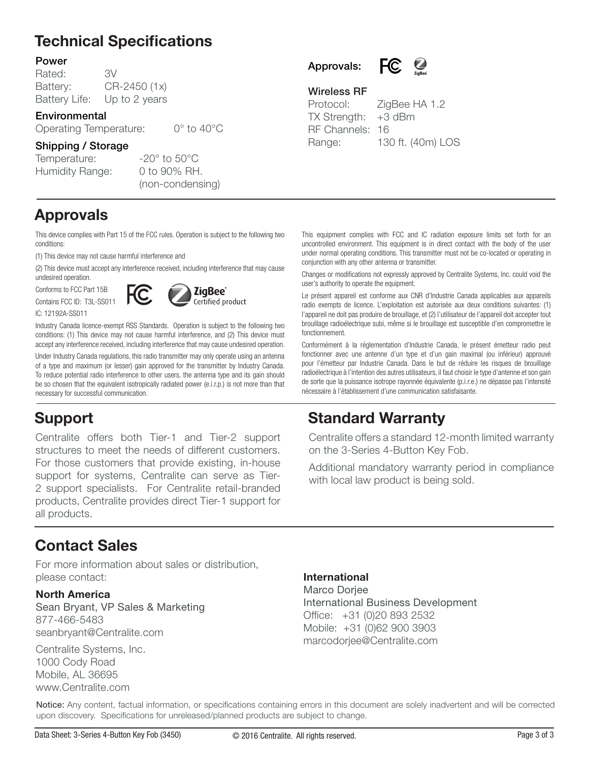## Technical Specifications

### Power

| | |
|---|---|
| Rated: | 3V |
| Battery: | CR-2450 (1x) |
| Battery Life: | Up to 2 years |

### Environmental

| | |
|---|---|
| Operating Temperature: | 0° to 40°C |

### Shipping / Storage

| | |
|---|---|
| Temperature: | -20° to 50°C |
| Humidity Range: | 0 to 90% RH. (non-condensing) |

**Approvals:**

### Wireless RF

| | |
|---|---|
| Protocol: | ZigBee HA 1.2 |
| TX Strength: | +3 dBm |
| RF Channels: | 16 |
| Range: | 130 ft. (40m) LOS |

## Approvals

This device complies with Part 15 of the FCC rules. Operation is subject to the following two conditions:

(1) This device may not cause harmful interference and

(2) This device must accept any interference received, including interference that may cause undesired operation.

Conforms to FCC Part 15B

Contains FCC ID: T3L-SS011

IC: 12192A-SS011

ZigBee Certified product

Industry Canada licence-exempt RSS Standards. Operation is subject to the following two conditions: (1) This device may not cause harmful interference, and (2) This device must accept any interference received, including interference that may cause undesired operation.

Under Industry Canada regulations, this radio transmitter may only operate using an antenna of a type and maximum (or lesser) gain approved for the transmitter by Industry Canada. To reduce potential radio interference to other users, the antenna type and its gain should be so chosen that the equivalent isotropically radiated power (e.i.r.p.) is not more than that necessary for successful communication.

This equipment complies with FCC and IC radiation exposure limits set forth for an uncontrolled environment. This equipment is in direct contact with the body of the user under normal operating conditions. This transmitter must not be co-located or operating in conjunction with any other antenna or transmitter.

Changes or modifications not expressly approved by Centralite Systems, Inc. could void the user's authority to operate the equipment.

Le présent appareil est conforme aux CNR d'Industrie Canada applicables aux appareils radio exempts de licence. L'exploitation est autorisée aux deux conditions suivantes: (1) l'appareil ne doit pas produire de brouillage, et (2) l'utilisateur de l'appareil doit accepter tout brouillage radioélectrique subi, même si le brouillage est susceptible d'en compromettre le fonctionnement.

Conformément à la réglementation d'Industrie Canada, le présent émetteur radio peut fonctionner avec une antenne d'un type et d'un gain maximal (ou inférieur) approuvé pour l'émetteur par Industrie Canada. Dans le but de réduire les risques de brouillage radioélectrique à l'intention des autres utilisateurs, il faut choisir le type d'antenne et son gain de sorte que la puissance isotrope rayonnée équivalente (p.i.r.e.) ne dépasse pas l'intensité nécessaire à l'établissement d'une communication satisfaisante.

## Support

Centralite offers both Tier-1 and Tier-2 support structures to meet the needs of different customers. For those customers that provide existing, in-house support for systems, Centralite can serve as Tier-2 support specialists. For Centralite retail-branded products, Centralite provides direct Tier-1 support for all products.

## Standard Warranty

Centralite offers a standard 12-month limited warranty on the 3-Series 4-Button Key Fob.

Additional mandatory warranty period in compliance with local law product is being sold.

## Contact Sales

For more information about sales or distribution, please contact:

**North America**
Sean Bryant, VP Sales & Marketing
877-466-5483
seanbryant@Centralite.com

Centralite Systems, Inc.
1000 Cody Road
Mobile, AL 36695
www.Centralite.com

**International**
Marco Dorjee
International Business Development
Office: +31 (0)20 893 2532
Mobile: +31 (0)62 900 3903
marcodorjee@Centralite.com

Notice: Any content, factual information, or specifications containing errors in this document are solely inadvertent and will be corrected upon discovery. Specifications for unreleased/planned products are subject to change.